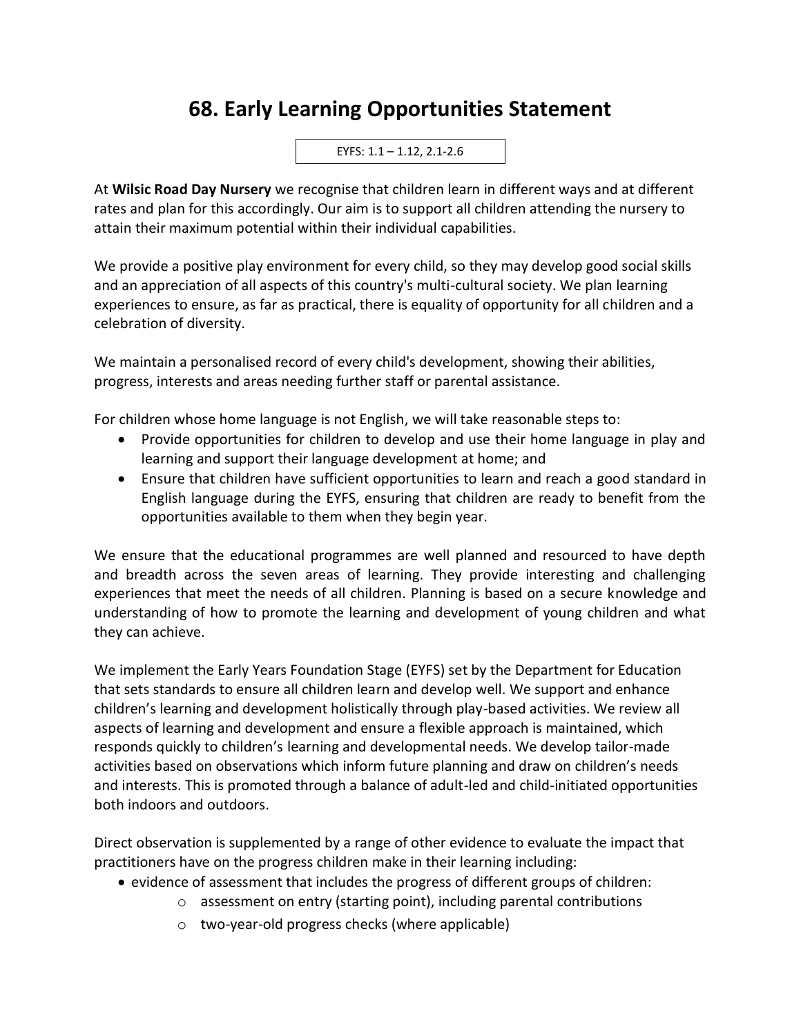# 68. Early Learning Opportunities Statement

EYFS: 1.1 – 1.12, 2.1-2.6

At **Wilsic Road Day Nursery** we recognise that children learn in different ways and at different rates and plan for this accordingly. Our aim is to support all children attending the nursery to attain their maximum potential within their individual capabilities.

We provide a positive play environment for every child, so they may develop good social skills and an appreciation of all aspects of this country's multi-cultural society. We plan learning experiences to ensure, as far as practical, there is equality of opportunity for all children and a celebration of diversity.

We maintain a personalised record of every child's development, showing their abilities, progress, interests and areas needing further staff or parental assistance.

For children whose home language is not English, we will take reasonable steps to:

- Provide opportunities for children to develop and use their home language in play and learning and support their language development at home; and
- Ensure that children have sufficient opportunities to learn and reach a good standard in English language during the EYFS, ensuring that children are ready to benefit from the opportunities available to them when they begin year.

We ensure that the educational programmes are well planned and resourced to have depth and breadth across the seven areas of learning. They provide interesting and challenging experiences that meet the needs of all children. Planning is based on a secure knowledge and understanding of how to promote the learning and development of young children and what they can achieve.

We implement the Early Years Foundation Stage (EYFS) set by the Department for Education that sets standards to ensure all children learn and develop well. We support and enhance children's learning and development holistically through play-based activities. We review all aspects of learning and development and ensure a flexible approach is maintained, which responds quickly to children's learning and developmental needs. We develop tailor-made activities based on observations which inform future planning and draw on children's needs and interests. This is promoted through a balance of adult-led and child-initiated opportunities both indoors and outdoors.

Direct observation is supplemented by a range of other evidence to evaluate the impact that practitioners have on the progress children make in their learning including:

- evidence of assessment that includes the progress of different groups of children:
  - assessment on entry (starting point), including parental contributions
  - two-year-old progress checks (where applicable)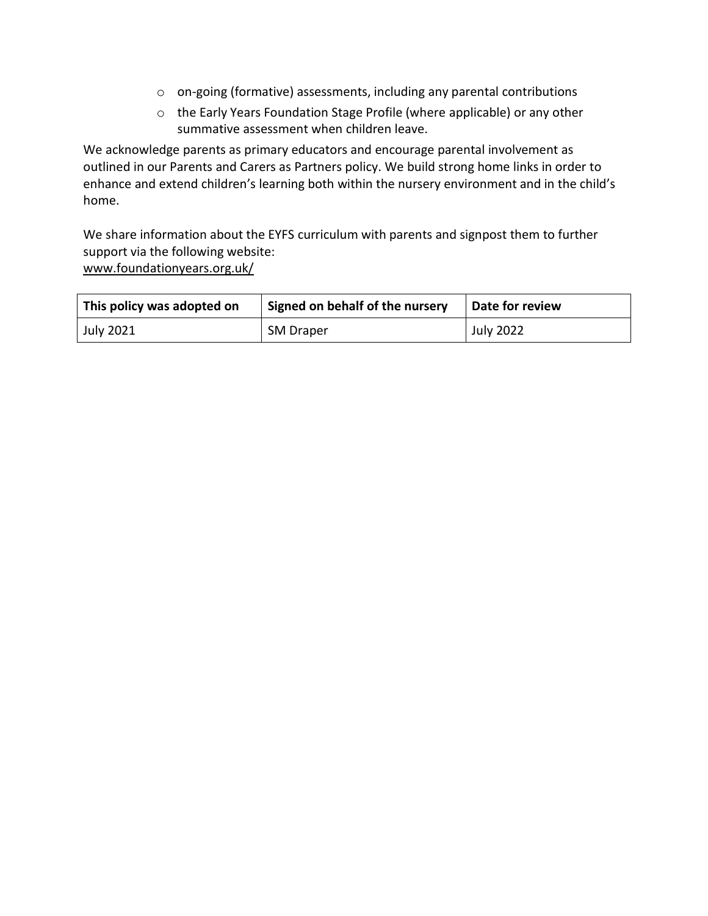- on-going (formative) assessments, including any parental contributions
- the Early Years Foundation Stage Profile (where applicable) or any other summative assessment when children leave.

We acknowledge parents as primary educators and encourage parental involvement as outlined in our Parents and Carers as Partners policy. We build strong home links in order to enhance and extend children's learning both within the nursery environment and in the child's home.

We share information about the EYFS curriculum with parents and signpost them to further support via the following website:
www.foundationyears.org.uk/

| This policy was adopted on | Signed on behalf of the nursery | Date for review |
|---|---|---|
| July 2021 | SM Draper | July 2022 |